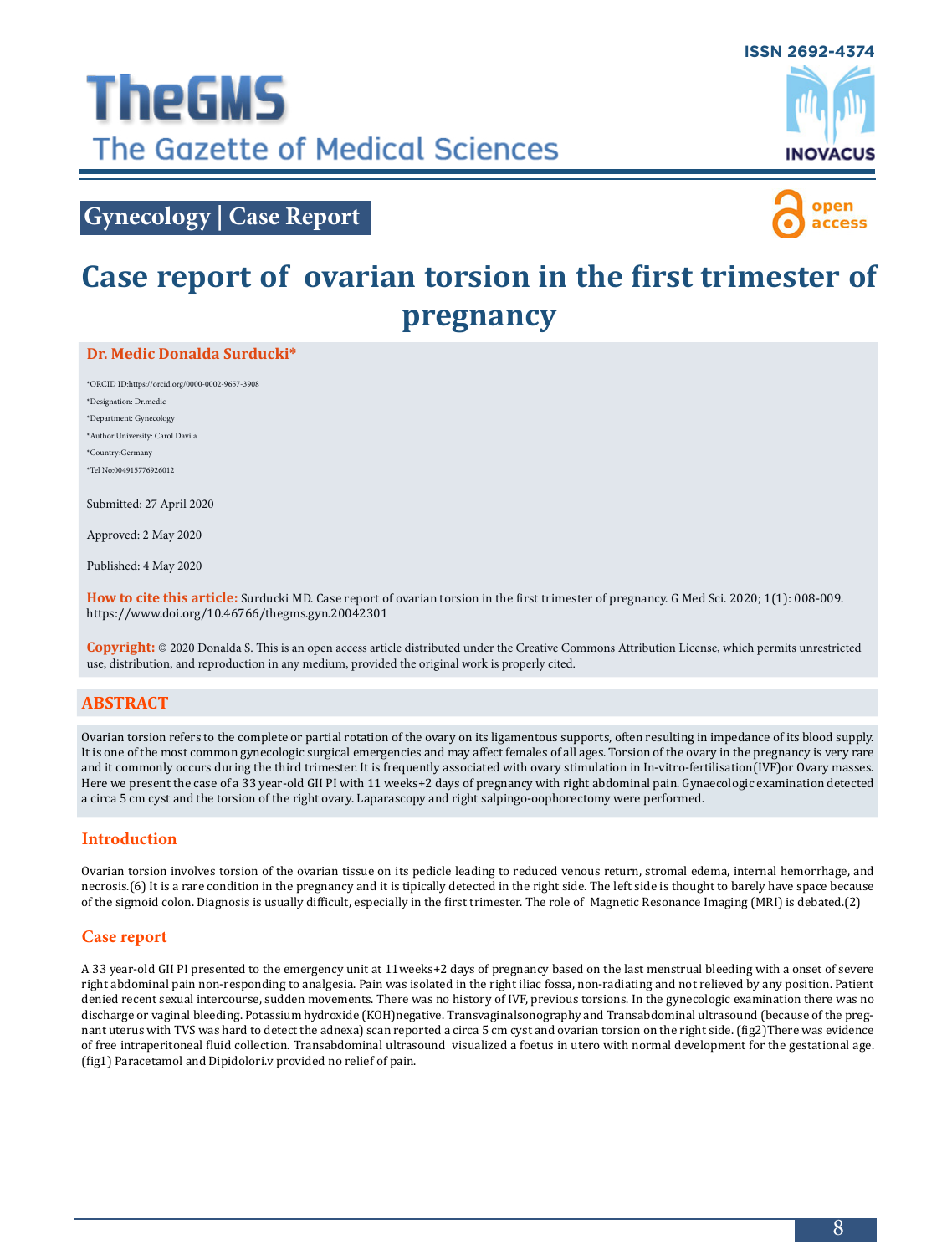TheGMS

The Gazette of Medical Sciences

ISSN 2692-4374

INOVACUS

Gynecology | Case Report

open access

# Case report of ovarian torsion in the first trimester of pregnancy

**Dr. Medic Donalda Surducki***

*ORCID ID:https://orcid.org/0000-0002-9657-3908

*Designation: Dr.medic

*Department: Gynecology

*Author University: Carol Davila

*Country:Germany

*Tel No:004915776926012

Submitted: 27 April 2020

Approved: 2 May 2020

Published: 4 May 2020

**How to cite this article:** Surducki MD. Case report of ovarian torsion in the first trimester of pregnancy. G Med Sci. 2020; 1(1): 008-009. https://www.doi.org/10.46766/thegms.gyn.20042301

**Copyright:** © 2020 Donalda S. This is an open access article distributed under the Creative Commons Attribution License, which permits unrestricted use, distribution, and reproduction in any medium, provided the original work is properly cited.

## ABSTRACT

Ovarian torsion refers to the complete or partial rotation of the ovary on its ligamentous supports, often resulting in impedance of its blood supply. It is one of the most common gynecologic surgical emergencies and may affect females of all ages. Torsion of the ovary in the pregnancy is very rare and it commonly occurs during the third trimester. It is frequently associated with ovary stimulation in In-vitro-fertilisation(IVF)or Ovary masses. Here we present the case of a 33 year-old GII PI with 11 weeks+2 days of pregnancy with right abdominal pain. Gynaecologic examination detected a circa 5 cm cyst and the torsion of the right ovary. Laparascopy and right salpingo-oophorectomy were performed.

## Introduction

Ovarian torsion involves torsion of the ovarian tissue on its pedicle leading to reduced venous return, stromal edema, internal hemorrhage, and necrosis.(6) It is a rare condition in the pregnancy and it is tipically detected in the right side. The left side is thought to barely have space because of the sigmoid colon. Diagnosis is usually difficult, especially in the first trimester. The role of Magnetic Resonance Imaging (MRI) is debated.(2)

## Case report

A 33 year-old GII PI presented to the emergency unit at 11weeks+2 days of pregnancy based on the last menstrual bleeding with a onset of severe right abdominal pain non-responding to analgesia. Pain was isolated in the right iliac fossa, non-radiating and not relieved by any position. Patient denied recent sexual intercourse, sudden movements. There was no history of IVF, previous torsions. In the gynecologic examination there was no discharge or vaginal bleeding. Potassium hydroxide (KOH)negative. Transvaginalsonography and Transabdominal ultrasound (because of the pregnant uterus with TVS was hard to detect the adnexa) scan reported a circa 5 cm cyst and ovarian torsion on the right side. (fig2)There was evidence of free intraperitoneal fluid collection. Transabdominal ultrasound visualized a foetus in utero with normal development for the gestational age. (fig1) Paracetamol and Dipidolori.v provided no relief of pain.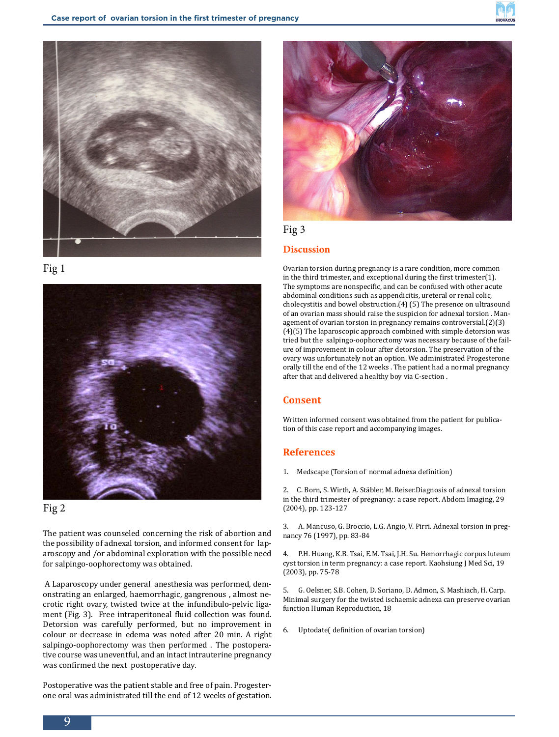Fig 1

Fig 2

The patient was counseled concerning the risk of abortion and the possibility of adnexal torsion, and informed consent for laparoscopy and /or abdominal exploration with the possible need for salpingo-oophorectomy was obtained.

A Laparoscopy under general anesthesia was performed, demonstrating an enlarged, haemorrhagic, gangrenous , almost necrotic right ovary, twisted twice at the infundibulo-pelvic ligament (Fig. 3). Free intraperitoneal fluid collection was found. Detorsion was carefully performed, but no improvement in colour or decrease in edema was noted after 20 min. A right salpingo-oophorectomy was then performed . The postoperative course was uneventful, and an intact intrauterine pregnancy was confirmed the next postoperative day.

Postoperative was the patient stable and free of pain. Progesterone oral was administrated till the end of 12 weeks of gestation.

Fig 3

## Discussion

Ovarian torsion during pregnancy is a rare condition, more common in the third trimester, and exceptional during the first trimester(1). The symptoms are nonspecific, and can be confused with other acute abdominal conditions such as appendicitis, ureteral or renal colic, cholecystitis and bowel obstruction.(4) (5) The presence on ultrasound of an ovarian mass should raise the suspicion for adnexal torsion . Management of ovarian torsion in pregnancy remains controversial.(2)(3)(4)(5) The laparoscopic approach combined with simple detorsion was tried but the salpingo-oophorectomy was necessary because of the failure of improvement in colour after detorsion. The preservation of the ovary was unfortunately not an option. We administrated Progesterone orally till the end of the 12 weeks . The patient had a normal pregnancy after that and delivered a healthy boy via C-section .

## Consent

Written informed consent was obtained from the patient for publication of this case report and accompanying images.

## References

1. Medscape (Torsion of normal adnexa definition)

2. C. Born, S. Wirth, A. Stäbler, M. Reiser.Diagnosis of adnexal torsion in the third trimester of pregnancy: a case report. Abdom Imaging, 29 (2004), pp. 123-127

3. A. Mancuso, G. Broccio, L.G. Angio, V. Pirri. Adnexal torsion in pregnancy 76 (1997), pp. 83-84

4. P.H. Huang, K.B. Tsai, E.M. Tsai, J.H. Su. Hemorrhagic corpus luteum cyst torsion in term pregnancy: a case report. Kaohsiung J Med Sci, 19 (2003), pp. 75-78

5. G. Oelsner, S.B. Cohen, D. Soriano, D. Admon, S. Mashiach, H. Carp. Minimal surgery for the twisted ischaemic adnexa can preserve ovarian function Human Reproduction, 18

6. Uptodate( definition of ovarian torsion)